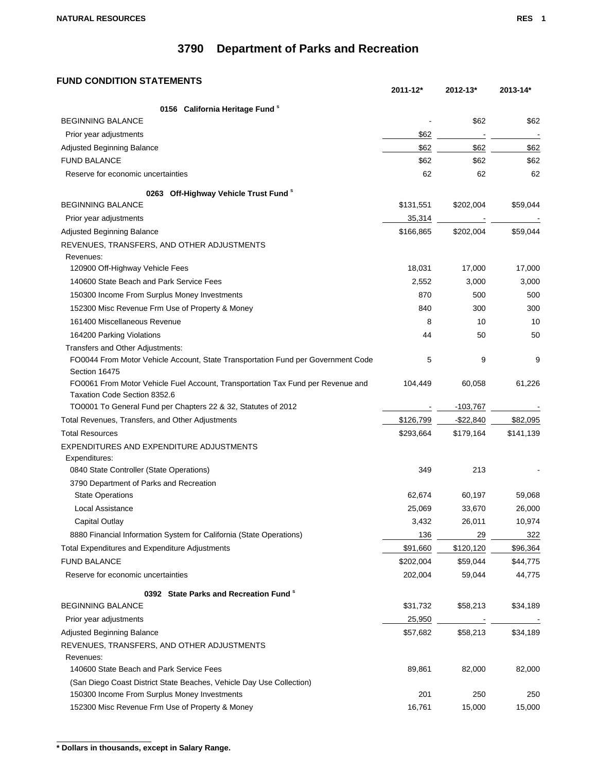# 3790 Department of Parks and Recreation

## FUND CONDITION STATEMENTS

| | 2011-12* | 2012-13* | 2013-14* |
|---|---|---|---|
| **0156 California Heritage Fund [s]** | | | |
| BEGINNING BALANCE | - | $62 | $62 |
| Prior year adjustments | $62 | - | - |
| Adjusted Beginning Balance | $62 | $62 | $62 |
| FUND BALANCE | $62 | $62 | $62 |
| Reserve for economic uncertainties | 62 | 62 | 62 |
| **0263 Off-Highway Vehicle Trust Fund [s]** | | | |
| BEGINNING BALANCE | $131,551 | $202,004 | $59,044 |
| Prior year adjustments | 35,314 | - | - |
| Adjusted Beginning Balance | $166,865 | $202,004 | $59,044 |
| REVENUES, TRANSFERS, AND OTHER ADJUSTMENTS | | | |
| Revenues: | | | |
| 120900 Off-Highway Vehicle Fees | 18,031 | 17,000 | 17,000 |
| 140600 State Beach and Park Service Fees | 2,552 | 3,000 | 3,000 |
| 150300 Income From Surplus Money Investments | 870 | 500 | 500 |
| 152300 Misc Revenue Frm Use of Property & Money | 840 | 300 | 300 |
| 161400 Miscellaneous Revenue | 8 | 10 | 10 |
| 164200 Parking Violations | 44 | 50 | 50 |
| Transfers and Other Adjustments: | | | |
| FO0044 From Motor Vehicle Account, State Transportation Fund per Government Code Section 16475 | 5 | 9 | 9 |
| FO0061 From Motor Vehicle Fuel Account, Transportation Tax Fund per Revenue and Taxation Code Section 8352.6 | 104,449 | 60,058 | 61,226 |
| TO0001 To General Fund per Chapters 22 & 32, Statutes of 2012 | - | -103,767 | - |
| Total Revenues, Transfers, and Other Adjustments | $126,799 | -$22,840 | $82,095 |
| Total Resources | $293,664 | $179,164 | $141,139 |
| EXPENDITURES AND EXPENDITURE ADJUSTMENTS | | | |
| Expenditures: | | | |
| 0840 State Controller (State Operations) | 349 | 213 | - |
| 3790 Department of Parks and Recreation | | | |
| State Operations | 62,674 | 60,197 | 59,068 |
| Local Assistance | 25,069 | 33,670 | 26,000 |
| Capital Outlay | 3,432 | 26,011 | 10,974 |
| 8880 Financial Information System for California (State Operations) | 136 | 29 | 322 |
| Total Expenditures and Expenditure Adjustments | $91,660 | $120,120 | $96,364 |
| FUND BALANCE | $202,004 | $59,044 | $44,775 |
| Reserve for economic uncertainties | 202,004 | 59,044 | 44,775 |
| **0392 State Parks and Recreation Fund [s]** | | | |
| BEGINNING BALANCE | $31,732 | $58,213 | $34,189 |
| Prior year adjustments | 25,950 | - | - |
| Adjusted Beginning Balance | $57,682 | $58,213 | $34,189 |
| REVENUES, TRANSFERS, AND OTHER ADJUSTMENTS | | | |
| Revenues: | | | |
| 140600 State Beach and Park Service Fees | 89,861 | 82,000 | 82,000 |
| (San Diego Coast District State Beaches, Vehicle Day Use Collection) | | | |
| 150300 Income From Surplus Money Investments | 201 | 250 | 250 |
| 152300 Misc Revenue Frm Use of Property & Money | 16,761 | 15,000 | 15,000 |

**\* Dollars in thousands, except in Salary Range.**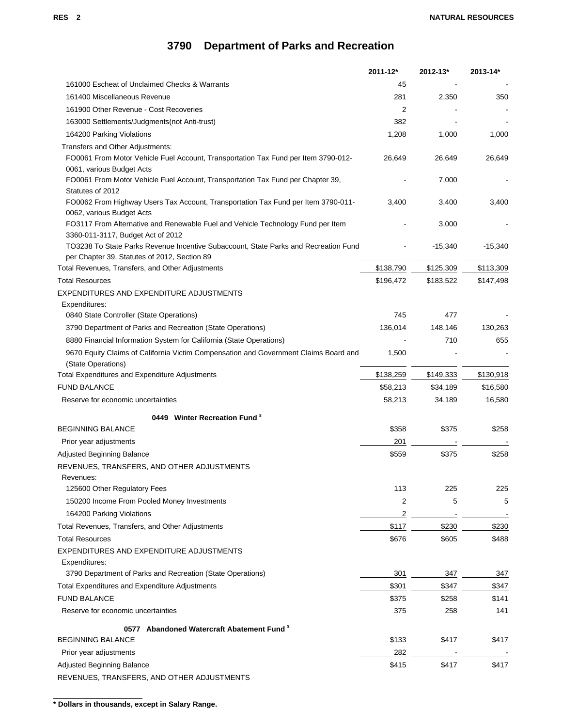# 3790 Department of Parks and Recreation

| | 2011-12* | 2012-13* | 2013-14* |
|---|---|---|---|
| 161000 Escheat of Unclaimed Checks & Warrants | 45 | - | - |
| 161400 Miscellaneous Revenue | 281 | 2,350 | 350 |
| 161900 Other Revenue - Cost Recoveries | 2 | - | - |
| 163000 Settlements/Judgments(not Anti-trust) | 382 | - | - |
| 164200 Parking Violations | 1,208 | 1,000 | 1,000 |
| Transfers and Other Adjustments: | | | |
| FO0061 From Motor Vehicle Fuel Account, Transportation Tax Fund per Item 3790-012-0061, various Budget Acts | 26,649 | 26,649 | 26,649 |
| FO0061 From Motor Vehicle Fuel Account, Transportation Tax Fund per Chapter 39, Statutes of 2012 | - | 7,000 | - |
| FO0062 From Highway Users Tax Account, Transportation Tax Fund per Item 3790-011-0062, various Budget Acts | 3,400 | 3,400 | 3,400 |
| FO3117 From Alternative and Renewable Fuel and Vehicle Technology Fund per Item 3360-011-3117, Budget Act of 2012 | - | 3,000 | - |
| TO3238 To State Parks Revenue Incentive Subaccount, State Parks and Recreation Fund per Chapter 39, Statutes of 2012, Section 89 | - | -15,340 | -15,340 |
| Total Revenues, Transfers, and Other Adjustments | $138,790 | $125,309 | $113,309 |
| Total Resources | $196,472 | $183,522 | $147,498 |
| EXPENDITURES AND EXPENDITURE ADJUSTMENTS | | | |
| Expenditures: | | | |
| 0840 State Controller (State Operations) | 745 | 477 | - |
| 3790 Department of Parks and Recreation (State Operations) | 136,014 | 148,146 | 130,263 |
| 8880 Financial Information System for California (State Operations) | - | 710 | 655 |
| 9670 Equity Claims of California Victim Compensation and Government Claims Board and (State Operations) | 1,500 | - | - |
| Total Expenditures and Expenditure Adjustments | $138,259 | $149,333 | $130,918 |
| FUND BALANCE | $58,213 | $34,189 | $16,580 |
| Reserve for economic uncertainties | 58,213 | 34,189 | 16,580 |

### 0449 Winter Recreation Fund [s]

| | 2011-12* | 2012-13* | 2013-14* |
|---|---|---|---|
| BEGINNING BALANCE | $358 | $375 | $258 |
| Prior year adjustments | 201 | - | - |
| Adjusted Beginning Balance | $559 | $375 | $258 |
| REVENUES, TRANSFERS, AND OTHER ADJUSTMENTS | | | |
| Revenues: | | | |
| 125600 Other Regulatory Fees | 113 | 225 | 225 |
| 150200 Income From Pooled Money Investments | 2 | 5 | 5 |
| 164200 Parking Violations | 2 | - | - |
| Total Revenues, Transfers, and Other Adjustments | $117 | $230 | $230 |
| Total Resources | $676 | $605 | $488 |
| EXPENDITURES AND EXPENDITURE ADJUSTMENTS | | | |
| Expenditures: | | | |
| 3790 Department of Parks and Recreation (State Operations) | 301 | 347 | 347 |
| Total Expenditures and Expenditure Adjustments | $301 | $347 | $347 |
| FUND BALANCE | $375 | $258 | $141 |
| Reserve for economic uncertainties | 375 | 258 | 141 |

### 0577 Abandoned Watercraft Abatement Fund [s]

| | 2011-12* | 2012-13* | 2013-14* |
|---|---|---|---|
| BEGINNING BALANCE | $133 | $417 | $417 |
| Prior year adjustments | 282 | - | - |
| Adjusted Beginning Balance | $415 | $417 | $417 |
| REVENUES, TRANSFERS, AND OTHER ADJUSTMENTS | | | |

**\* Dollars in thousands, except in Salary Range.**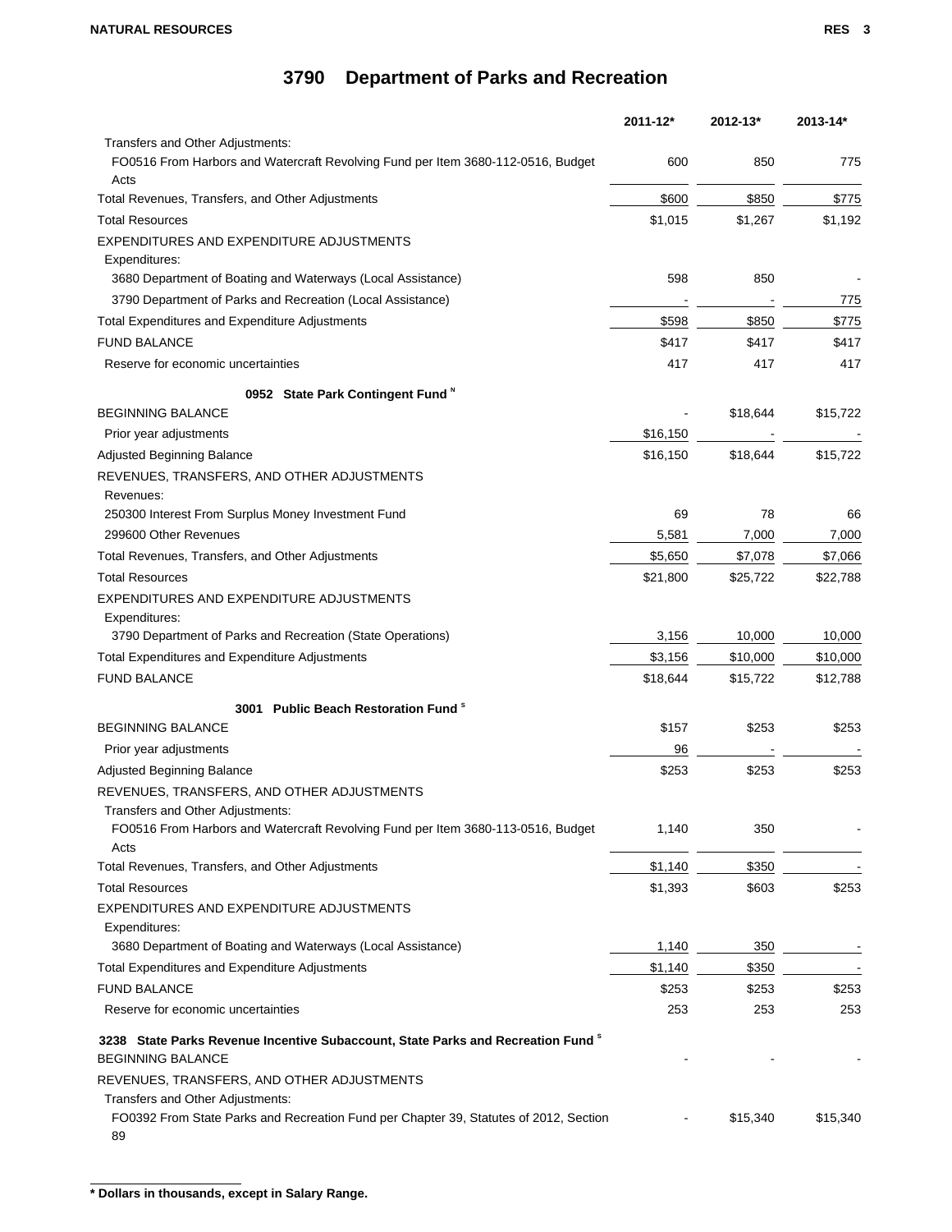# 3790 Department of Parks and Recreation

| | 2011-12* | 2012-13* | 2013-14* |
|---|---|---|---|
| Transfers and Other Adjustments: | | | |
| FO0516 From Harbors and Watercraft Revolving Fund per Item 3680-112-0516, Budget Acts | 600 | 850 | 775 |
| Total Revenues, Transfers, and Other Adjustments | $600 | $850 | $775 |
| Total Resources | $1,015 | $1,267 | $1,192 |
| EXPENDITURES AND EXPENDITURE ADJUSTMENTS | | | |
| Expenditures: | | | |
| 3680 Department of Boating and Waterways (Local Assistance) | 598 | 850 | - |
| 3790 Department of Parks and Recreation (Local Assistance) | - | - | 775 |
| Total Expenditures and Expenditure Adjustments | $598 | $850 | $775 |
| FUND BALANCE | $417 | $417 | $417 |
| Reserve for economic uncertainties | 417 | 417 | 417 |
| **0952 State Park Contingent Fund** [N] | | | |
| BEGINNING BALANCE | - | $18,644 | $15,722 |
| Prior year adjustments | $16,150 | - | - |
| Adjusted Beginning Balance | $16,150 | $18,644 | $15,722 |
| REVENUES, TRANSFERS, AND OTHER ADJUSTMENTS | | | |
| Revenues: | | | |
| 250300 Interest From Surplus Money Investment Fund | 69 | 78 | 66 |
| 299600 Other Revenues | 5,581 | 7,000 | 7,000 |
| Total Revenues, Transfers, and Other Adjustments | $5,650 | $7,078 | $7,066 |
| Total Resources | $21,800 | $25,722 | $22,788 |
| EXPENDITURES AND EXPENDITURE ADJUSTMENTS | | | |
| Expenditures: | | | |
| 3790 Department of Parks and Recreation (State Operations) | 3,156 | 10,000 | 10,000 |
| Total Expenditures and Expenditure Adjustments | $3,156 | $10,000 | $10,000 |
| FUND BALANCE | $18,644 | $15,722 | $12,788 |
| **3001 Public Beach Restoration Fund** [S] | | | |
| BEGINNING BALANCE | $157 | $253 | $253 |
| Prior year adjustments | 96 | - | - |
| Adjusted Beginning Balance | $253 | $253 | $253 |
| REVENUES, TRANSFERS, AND OTHER ADJUSTMENTS | | | |
| Transfers and Other Adjustments: | | | |
| FO0516 From Harbors and Watercraft Revolving Fund per Item 3680-113-0516, Budget Acts | 1,140 | 350 | - |
| Total Revenues, Transfers, and Other Adjustments | $1,140 | $350 | - |
| Total Resources | $1,393 | $603 | $253 |
| EXPENDITURES AND EXPENDITURE ADJUSTMENTS | | | |
| Expenditures: | | | |
| 3680 Department of Boating and Waterways (Local Assistance) | 1,140 | 350 | - |
| Total Expenditures and Expenditure Adjustments | $1,140 | $350 | - |
| FUND BALANCE | $253 | $253 | $253 |
| Reserve for economic uncertainties | 253 | 253 | 253 |
| **3238 State Parks Revenue Incentive Subaccount, State Parks and Recreation Fund** [S] | | | |
| BEGINNING BALANCE | - | - | - |
| REVENUES, TRANSFERS, AND OTHER ADJUSTMENTS | | | |
| Transfers and Other Adjustments: | | | |
| FO0392 From State Parks and Recreation Fund per Chapter 39, Statutes of 2012, Section 89 | - | $15,340 | $15,340 |

\* Dollars in thousands, except in Salary Range.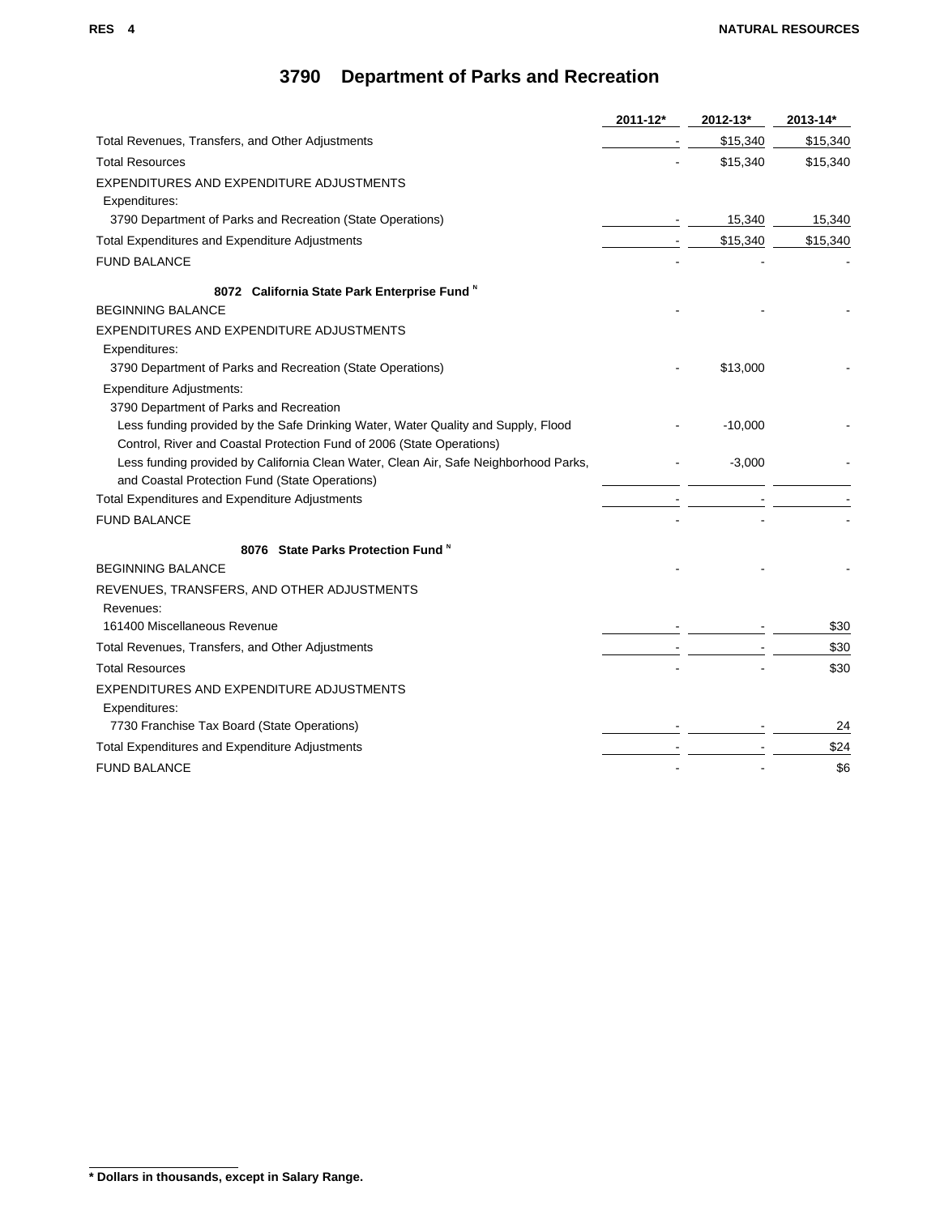# 3790 Department of Parks and Recreation

| | 2011-12* | 2012-13* | 2013-14* |
|---|---|---|---|
| Total Revenues, Transfers, and Other Adjustments | - | $15,340 | $15,340 |
| Total Resources | - | $15,340 | $15,340 |
| EXPENDITURES AND EXPENDITURE ADJUSTMENTS | | | |
| Expenditures: | | | |
| 3790 Department of Parks and Recreation (State Operations) | - | 15,340 | 15,340 |
| Total Expenditures and Expenditure Adjustments | - | $15,340 | $15,340 |
| FUND BALANCE | - | - | - |
| **8072 California State Park Enterprise Fund** [N] | | | |
| BEGINNING BALANCE | - | - | - |
| EXPENDITURES AND EXPENDITURE ADJUSTMENTS | | | |
| Expenditures: | | | |
| 3790 Department of Parks and Recreation (State Operations) | - | $13,000 | - |
| Expenditure Adjustments: | | | |
| 3790 Department of Parks and Recreation | | | |
| Less funding provided by the Safe Drinking Water, Water Quality and Supply, Flood Control, River and Coastal Protection Fund of 2006 (State Operations) | - | -10,000 | - |
| Less funding provided by California Clean Water, Clean Air, Safe Neighborhood Parks, and Coastal Protection Fund (State Operations) | - | -3,000 | - |
| Total Expenditures and Expenditure Adjustments | - | - | - |
| FUND BALANCE | - | - | - |
| **8076 State Parks Protection Fund** [N] | | | |
| BEGINNING BALANCE | - | - | - |
| REVENUES, TRANSFERS, AND OTHER ADJUSTMENTS | | | |
| Revenues: | | | |
| 161400 Miscellaneous Revenue | - | - | $30 |
| Total Revenues, Transfers, and Other Adjustments | - | - | $30 |
| Total Resources | - | - | $30 |
| EXPENDITURES AND EXPENDITURE ADJUSTMENTS | | | |
| Expenditures: | | | |
| 7730 Franchise Tax Board (State Operations) | - | - | 24 |
| Total Expenditures and Expenditure Adjustments | - | - | $24 |
| FUND BALANCE | - | - | $6 |

**\* Dollars in thousands, except in Salary Range.**